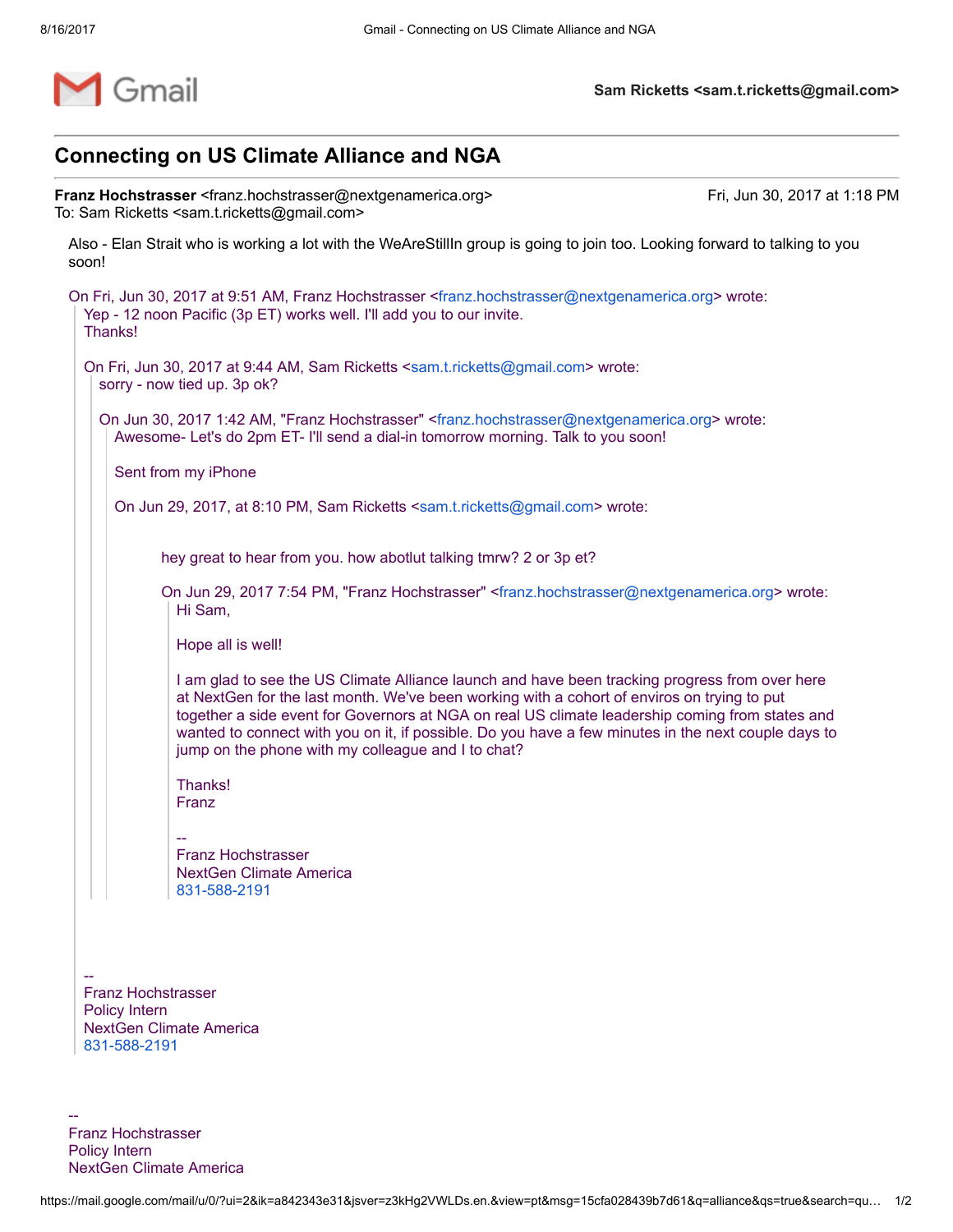Gmail

**Sam Ricketts <sam.t.ricketts@gmail.com>**

---

## Connecting on US Climate Alliance and NGA

**Franz Hochstrasser** <franz.hochstrasser@nextgenamerica.org> Fri, Jun 30, 2017 at 1:18 PM
To: Sam Ricketts <sam.t.ricketts@gmail.com>

Also - Elan Strait who is working a lot with the WeAreStillIn group is going to join too. Looking forward to talking to you soon!

> On Fri, Jun 30, 2017 at 9:51 AM, Franz Hochstrasser <franz.hochstrasser@nextgenamerica.org> wrote:
> Yep - 12 noon Pacific (3p ET) works well. I'll add you to our invite.
> Thanks!
>
> > On Fri, Jun 30, 2017 at 9:44 AM, Sam Ricketts <sam.t.ricketts@gmail.com> wrote:
> > sorry - now tied up. 3p ok?
> >
> > > On Jun 30, 2017 1:42 AM, "Franz Hochstrasser" <franz.hochstrasser@nextgenamerica.org> wrote:
> > > Awesome- Let's do 2pm ET- I'll send a dial-in tomorrow morning. Talk to you soon!
> > >
> > > Sent from my iPhone
> > >
> > > On Jun 29, 2017, at 8:10 PM, Sam Ricketts <sam.t.ricketts@gmail.com> wrote:
> > >
> > > > hey great to hear from you. how abotlut talking tmrw? 2 or 3p et?
> > > >
> > > > On Jun 29, 2017 7:54 PM, "Franz Hochstrasser" <franz.hochstrasser@nextgenamerica.org> wrote:
> > > > Hi Sam,
> > > >
> > > > Hope all is well!
> > > >
> > > > I am glad to see the US Climate Alliance launch and have been tracking progress from over here at NextGen for the last month. We've been working with a cohort of enviros on trying to put together a side event for Governors at NGA on real US climate leadership coming from states and wanted to connect with you on it, if possible. Do you have a few minutes in the next couple days to jump on the phone with my colleague and I to chat?
> > > >
> > > > Thanks!
> > > > Franz
> > > >
> > > > --
> > > > Franz Hochstrasser
> > > > NextGen Climate America
> > > > 831-588-2191
>
> --
> Franz Hochstrasser
> Policy Intern
> NextGen Climate America
> 831-588-2191

--
Franz Hochstrasser
Policy Intern
NextGen Climate America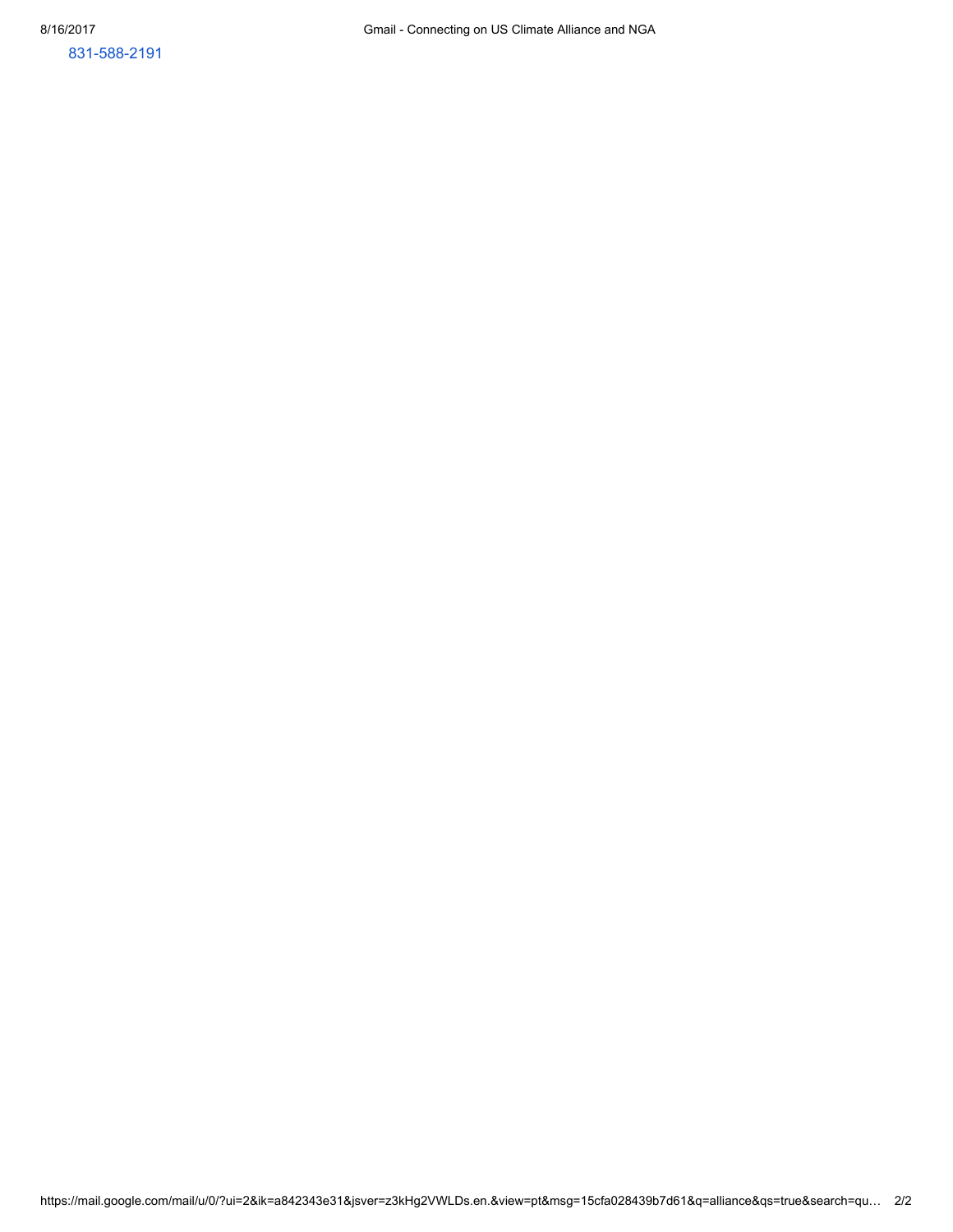831-588-2191